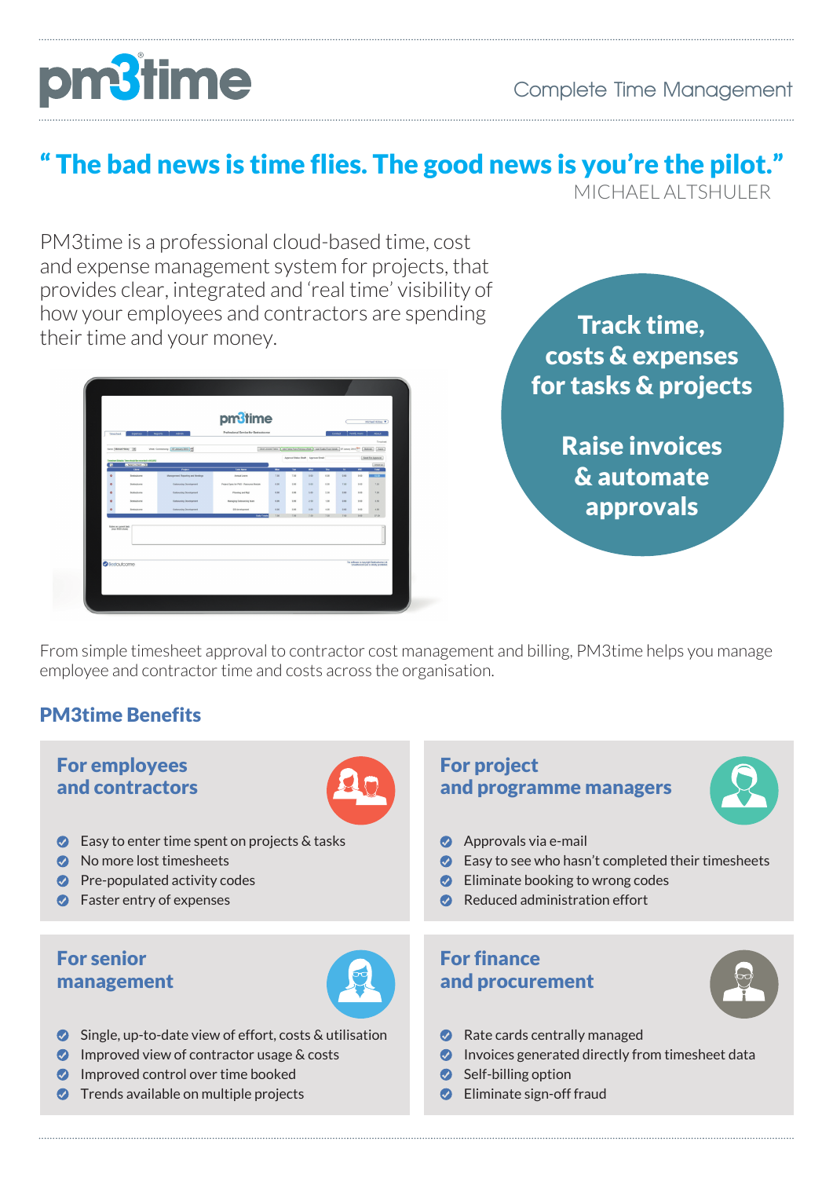# pm3time

Complete Time Management

## " The bad news is time flies. The good news is you're the pilot."

MICHAEL ALTSHULER

PM3time is a professional cloud-based time, cost and expense management system for projects, that provides clear, integrated and 'real time' visibility of how your employees and contractors are spending their time and your money.

**Track time, costs & expenses for tasks & projects**

**Raise invoices & automate approvals**

From simple timesheet approval to contractor cost management and billing, PM3time helps you manage employee and contractor time and costs across the organisation.

## PM3time Benefits

### For employees and contractors

- Easy to enter time spent on projects & tasks
- No more lost timesheets
- Pre-populated activity codes
- Faster entry of expenses

### For project and programme managers

- Approvals via e-mail
- Easy to see who hasn't completed their timesheets
- Eliminate booking to wrong codes
- Reduced administration effort

### For senior management

- Single, up-to-date view of effort, costs & utilisation
- Improved view of contractor usage & costs
- Improved control over time booked
- Trends available on multiple projects

### For finance and procurement

- Rate cards centrally managed
- Invoices generated directly from timesheet data
- Self-billing option
- Eliminate sign-off fraud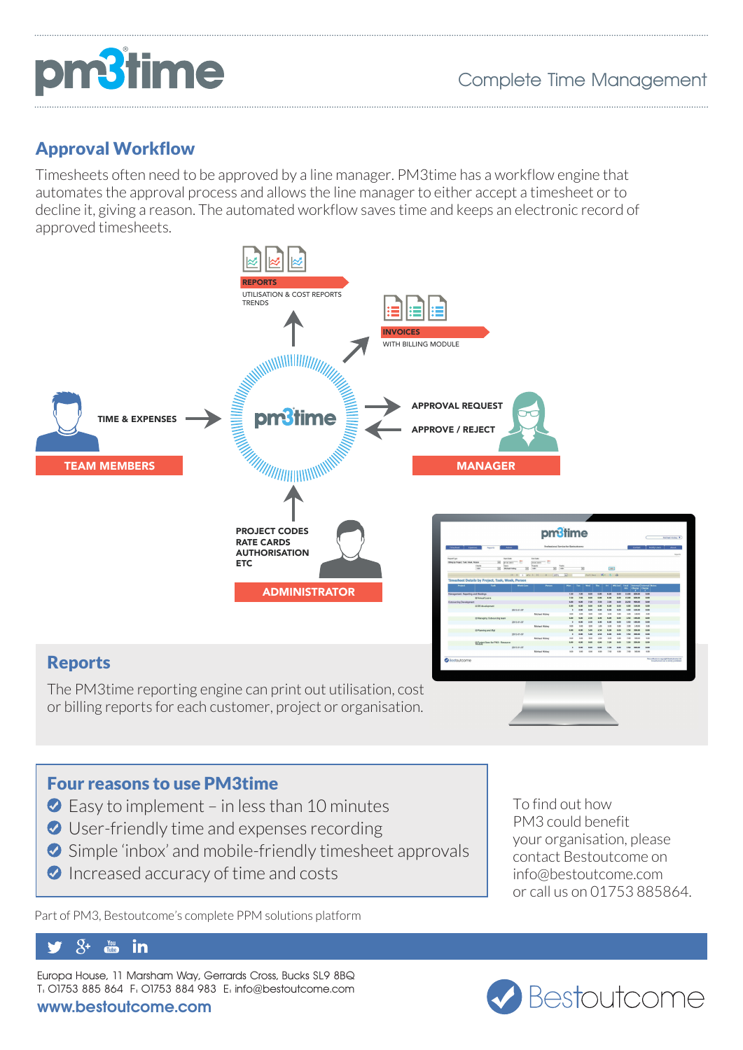# pm3time

Complete Time Management

## Approval Workflow

Timesheets often need to be approved by a line manager. PM3time has a workflow engine that automates the approval process and allows the line manager to either accept a timesheet or to decline it, giving a reason. The automated workflow saves time and keeps an electronic record of approved timesheets.

REPORTS
UTILISATION & COST REPORTS
TRENDS

INVOICES
WITH BILLING MODULE

TIME & EXPENSES

TEAM MEMBERS

pm3time

APPROVAL REQUEST

APPROVE / REJECT

MANAGER

PROJECT CODES
RATE CARDS
AUTHORISATION
ETC

ADMINISTRATOR

## Reports

The PM3time reporting engine can print out utilisation, cost or billing reports for each customer, project or organisation.

## Four reasons to use PM3time

- Easy to implement – in less than 10 minutes
- User-friendly time and expenses recording
- Simple 'inbox' and mobile-friendly timesheet approvals
- Increased accuracy of time and costs

To find out how PM3 could benefit your organisation, please contact Bestoutcome on info@bestoutcome.com or call us on 01753 885864.

Part of PM3, Bestoutcome's complete PPM solutions platform

Europa House, 11 Marsham Way, Gerrards Cross, Bucks SL9 8BQ
T: 01753 885 864 F: 01753 884 983 E: info@bestoutcome.com
www.bestoutcome.com

Bestoutcome